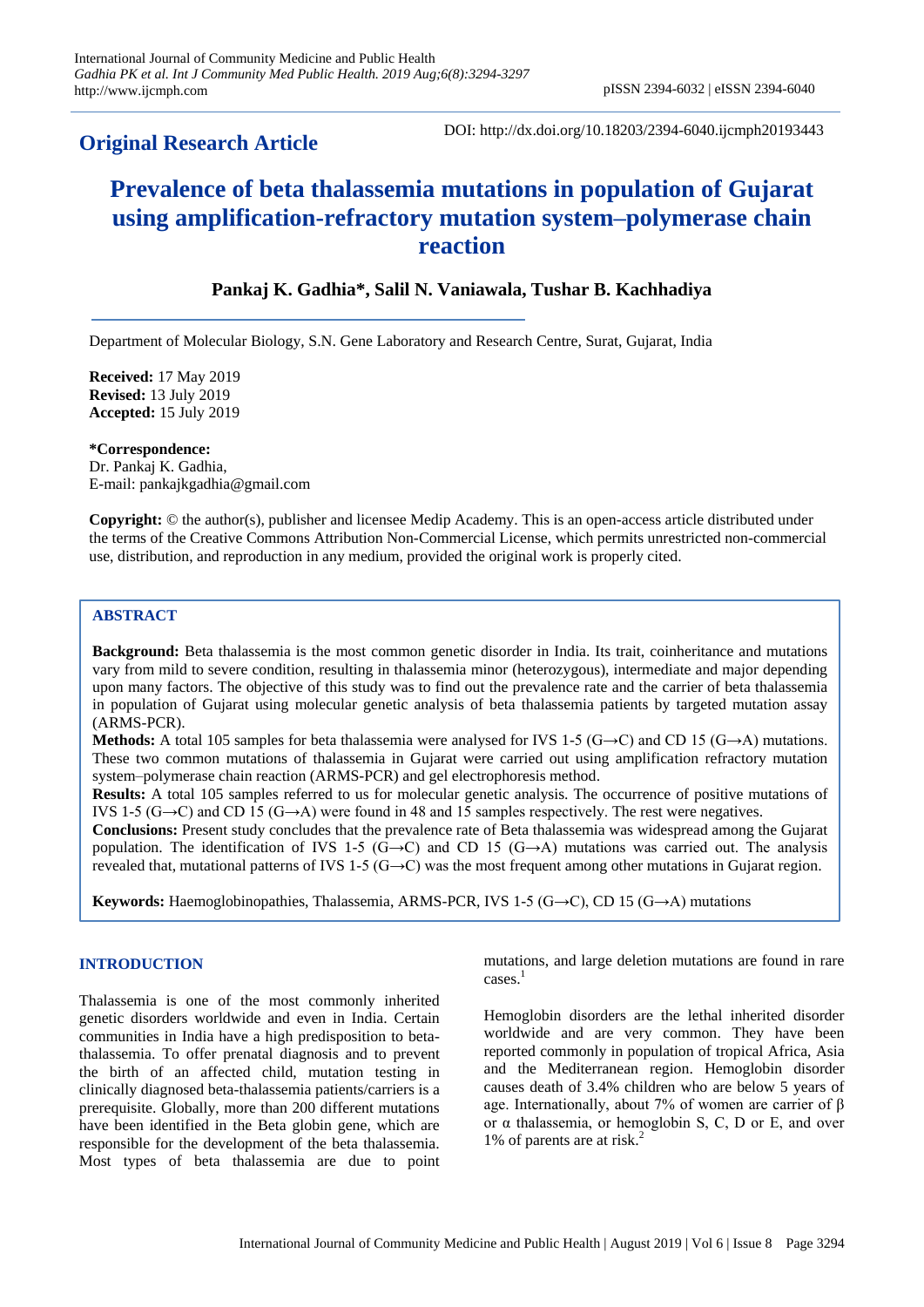## Original Research Article

DOI: http://dx.doi.org/10.18203/2394-6040.ijcmph20193443

# Prevalence of beta thalassemia mutations in population of Gujarat using amplification-refractory mutation system–polymerase chain reaction

**Pankaj K. Gadhia\*, Salil N. Vaniawala, Tushar B. Kachhadiya**

Department of Molecular Biology, S.N. Gene Laboratory and Research Centre, Surat, Gujarat, India

**Received:** 17 May 2019
**Revised:** 13 July 2019
**Accepted:** 15 July 2019

**\*Correspondence:**
Dr. Pankaj K. Gadhia,
E-mail: pankajkgadhia@gmail.com

**Copyright:** © the author(s), publisher and licensee Medip Academy. This is an open-access article distributed under the terms of the Creative Commons Attribution Non-Commercial License, which permits unrestricted non-commercial use, distribution, and reproduction in any medium, provided the original work is properly cited.

## ABSTRACT

**Background:** Beta thalassemia is the most common genetic disorder in India. Its trait, coinheritance and mutations vary from mild to severe condition, resulting in thalassemia minor (heterozygous), intermediate and major depending upon many factors. The objective of this study was to find out the prevalence rate and the carrier of beta thalassemia in population of Gujarat using molecular genetic analysis of beta thalassemia patients by targeted mutation assay (ARMS-PCR).

**Methods:** A total 105 samples for beta thalassemia were analysed for IVS 1-5 (G→C) and CD 15 (G→A) mutations. These two common mutations of thalassemia in Gujarat were carried out using amplification refractory mutation system–polymerase chain reaction (ARMS-PCR) and gel electrophoresis method.

**Results:** A total 105 samples referred to us for molecular genetic analysis. The occurrence of positive mutations of IVS 1-5 (G→C) and CD 15 (G→A) were found in 48 and 15 samples respectively. The rest were negatives.

**Conclusions:** Present study concludes that the prevalence rate of Beta thalassemia was widespread among the Gujarat population. The identification of IVS 1-5 (G→C) and CD 15 (G→A) mutations was carried out. The analysis revealed that, mutational patterns of IVS 1-5 (G→C) was the most frequent among other mutations in Gujarat region.

**Keywords:** Haemoglobinopathies, Thalassemia, ARMS-PCR, IVS 1-5 (G→C), CD 15 (G→A) mutations

## INTRODUCTION

Thalassemia is one of the most commonly inherited genetic disorders worldwide and even in India. Certain communities in India have a high predisposition to beta-thalassemia. To offer prenatal diagnosis and to prevent the birth of an affected child, mutation testing in clinically diagnosed beta-thalassemia patients/carriers is a prerequisite. Globally, more than 200 different mutations have been identified in the Beta globin gene, which are responsible for the development of the beta thalassemia. Most types of beta thalassemia are due to point mutations, and large deletion mutations are found in rare cases.[1]

Hemoglobin disorders are the lethal inherited disorder worldwide and are very common. They have been reported commonly in population of tropical Africa, Asia and the Mediterranean region. Hemoglobin disorder causes death of 3.4% children who are below 5 years of age. Internationally, about 7% of women are carrier of β or α thalassemia, or hemoglobin S, C, D or E, and over 1% of parents are at risk.[2]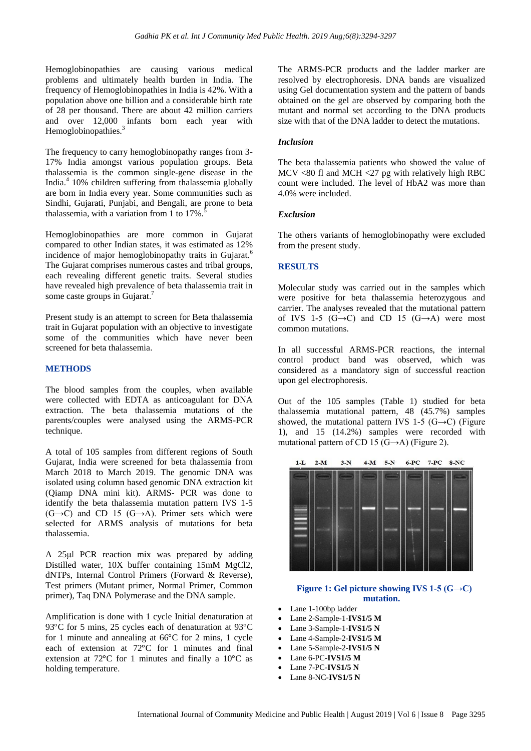Hemoglobinopathies are causing various medical problems and ultimately health burden in India. The frequency of Hemoglobinopathies in India is 42%. With a population above one billion and a considerable birth rate of 28 per thousand. There are about 42 million carriers and over 12,000 infants born each year with Hemoglobinopathies.[3]

The frequency to carry hemoglobinopathy ranges from 3-17% India amongst various population groups. Beta thalassemia is the common single-gene disease in the India.[4] 10% children suffering from thalassemia globally are born in India every year. Some communities such as Sindhi, Gujarati, Punjabi, and Bengali, are prone to beta thalassemia, with a variation from 1 to 17%.[5]

Hemoglobinopathies are more common in Gujarat compared to other Indian states, it was estimated as 12% incidence of major hemoglobinopathy traits in Gujarat.[6] The Gujarat comprises numerous castes and tribal groups, each revealing different genetic traits. Several studies have revealed high prevalence of beta thalassemia trait in some caste groups in Gujarat.[7]

Present study is an attempt to screen for Beta thalassemia trait in Gujarat population with an objective to investigate some of the communities which have never been screened for beta thalassemia.

## METHODS

The blood samples from the couples, when available were collected with EDTA as anticoagulant for DNA extraction. The beta thalassemia mutations of the parents/couples were analysed using the ARMS-PCR technique.

A total of 105 samples from different regions of South Gujarat, India were screened for beta thalassemia from March 2018 to March 2019. The genomic DNA was isolated using column based genomic DNA extraction kit (Qiamp DNA mini kit). ARMS- PCR was done to identify the beta thalassemia mutation pattern IVS 1-5 (G→C) and CD 15 (G→A). Primer sets which were selected for ARMS analysis of mutations for beta thalassemia.

A 25μl PCR reaction mix was prepared by adding Distilled water, 10X buffer containing 15mM $MgCl_2$, dNTPs, Internal Control Primers (Forward & Reverse), Test primers (Mutant primer, Normal Primer, Common primer), Taq DNA Polymerase and the DNA sample.

Amplification is done with 1 cycle Initial denaturation at 93°C for 5 mins, 25 cycles each of denaturation at 93°C for 1 minute and annealing at 66°C for 2 mins, 1 cycle each of extension at 72°C for 1 minutes and final extension at 72°C for 1 minutes and finally a 10°C as holding temperature.

The ARMS-PCR products and the ladder marker are resolved by electrophoresis. DNA bands are visualized using Gel documentation system and the pattern of bands obtained on the gel are observed by comparing both the mutant and normal set according to the DNA products size with that of the DNA ladder to detect the mutations.

### *Inclusion*

The beta thalassemia patients who showed the value of MCV <80 fl and MCH <27 pg with relatively high RBC count were included. The level of HbA2 was more than 4.0% were included.

### *Exclusion*

The others variants of hemoglobinopathy were excluded from the present study.

## RESULTS

Molecular study was carried out in the samples which were positive for beta thalassemia heterozygous and carrier. The analyses revealed that the mutational pattern of IVS 1-5 (G→C) and CD 15 (G→A) were most common mutations.

In all successful ARMS-PCR reactions, the internal control product band was observed, which was considered as a mandatory sign of successful reaction upon gel electrophoresis.

Out of the 105 samples (Table 1) studied for beta thalassemia mutational pattern, 48 (45.7%) samples showed, the mutational pattern IVS 1-5 (G→C) (Figure 1), and 15 (14.2%) samples were recorded with mutational pattern of CD 15 (G→A) (Figure 2).

1-L 2-M 3-N 4-M 5-N 6-PC 7-PC 8-NC

**Figure 1: Gel picture showing IVS 1-5 (G→C) mutation.**

- Lane 1-100bp ladder
- Lane 2-Sample-1-**IVS1/5 M**
- Lane 3-Sample-1-**IVS1/5 N**
- Lane 4-Sample-2-**IVS1/5 M**
- Lane 5-Sample-2-**IVS1/5 N**
- Lane 6-PC-**IVS1/5 M**
- Lane 7-PC-**IVS1/5 N**
- Lane 8-NC-**IVS1/5 N**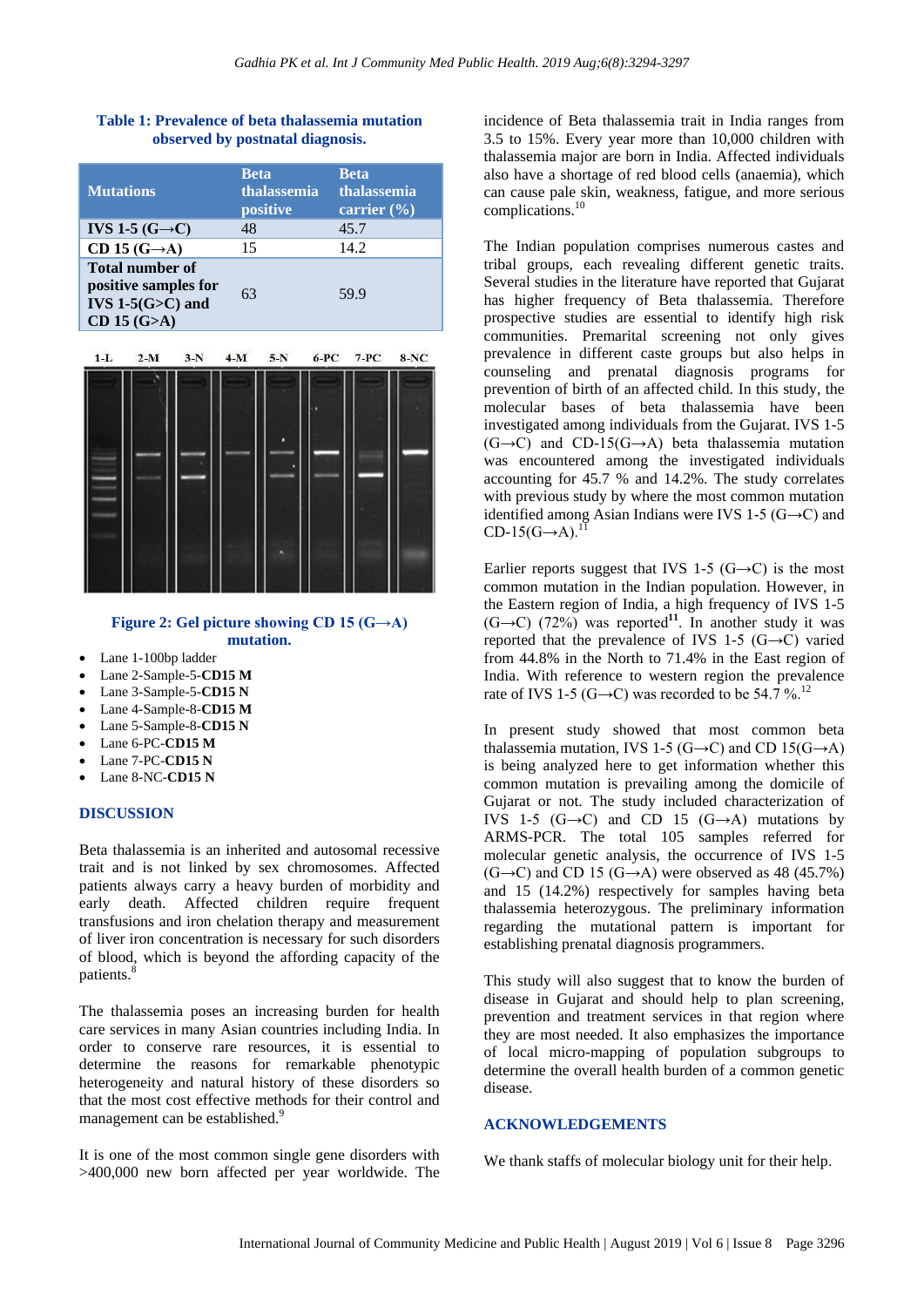**Table 1: Prevalence of beta thalassemia mutation observed by postnatal diagnosis.**

| Mutations | Beta thalassemia positive | Beta thalassemia carrier (%) |
|---|---|---|
| IVS 1-5 (G→C) | 48 | 45.7 |
| CD 15 (G→A) | 15 | 14.2 |
| Total number of positive samples for IVS 1-5(G>C) and CD 15 (G>A) | 63 | 59.9 |

**Figure 2: Gel picture showing CD 15 (G→A) mutation.**

- Lane 1-100bp ladder
- Lane 2-Sample-5-**CD15 M**
- Lane 3-Sample-5-**CD15 N**
- Lane 4-Sample-8-**CD15 M**
- Lane 5-Sample-8-**CD15 N**
- Lane 6-PC-**CD15 M**
- Lane 7-PC-**CD15 N**
- Lane 8-NC-**CD15 N**

## DISCUSSION

Beta thalassemia is an inherited and autosomal recessive trait and is not linked by sex chromosomes. Affected patients always carry a heavy burden of morbidity and early death. Affected children require frequent transfusions and iron chelation therapy and measurement of liver iron concentration is necessary for such disorders of blood, which is beyond the affording capacity of the patients.[8]

The thalassemia poses an increasing burden for health care services in many Asian countries including India. In order to conserve rare resources, it is essential to determine the reasons for remarkable phenotypic heterogeneity and natural history of these disorders so that the most cost effective methods for their control and management can be established.[9]

It is one of the most common single gene disorders with >400,000 new born affected per year worldwide. The incidence of Beta thalassemia trait in India ranges from 3.5 to 15%. Every year more than 10,000 children with thalassemia major are born in India. Affected individuals also have a shortage of red blood cells (anaemia), which can cause pale skin, weakness, fatigue, and more serious complications.[10]

The Indian population comprises numerous castes and tribal groups, each revealing different genetic traits. Several studies in the literature have reported that Gujarat has higher frequency of Beta thalassemia. Therefore prospective studies are essential to identify high risk communities. Premarital screening not only gives prevalence in different caste groups but also helps in counseling and prenatal diagnosis programs for prevention of birth of an affected child. In this study, the molecular bases of beta thalassemia have been investigated among individuals from the Gujarat. IVS 1-5 (G→C) and CD-15(G→A) beta thalassemia mutation was encountered among the investigated individuals accounting for 45.7 % and 14.2%. The study correlates with previous study by where the most common mutation identified among Asian Indians were IVS 1-5 (G→C) and CD-15(G→A).[11]

Earlier reports suggest that IVS 1-5 (G→C) is the most common mutation in the Indian population. However, in the Eastern region of India, a high frequency of IVS 1-5 (G→C) (72%) was reported[11]. In another study it was reported that the prevalence of IVS 1-5 (G→C) varied from 44.8% in the North to 71.4% in the East region of India. With reference to western region the prevalence rate of IVS 1-5 (G→C) was recorded to be 54.7 %.[12]

In present study showed that most common beta thalassemia mutation, IVS 1-5 (G→C) and CD 15(G→A) is being analyzed here to get information whether this common mutation is prevailing among the domicile of Gujarat or not. The study included characterization of IVS 1-5 (G→C) and CD 15 (G→A) mutations by ARMS-PCR. The total 105 samples referred for molecular genetic analysis, the occurrence of IVS 1-5 (G→C) and CD 15 (G→A) were observed as 48 (45.7%) and 15 (14.2%) respectively for samples having beta thalassemia heterozygous. The preliminary information regarding the mutational pattern is important for establishing prenatal diagnosis programmers.

This study will also suggest that to know the burden of disease in Gujarat and should help to plan screening, prevention and treatment services in that region where they are most needed. It also emphasizes the importance of local micro-mapping of population subgroups to determine the overall health burden of a common genetic disease.

## ACKNOWLEDGEMENTS

We thank staffs of molecular biology unit for their help.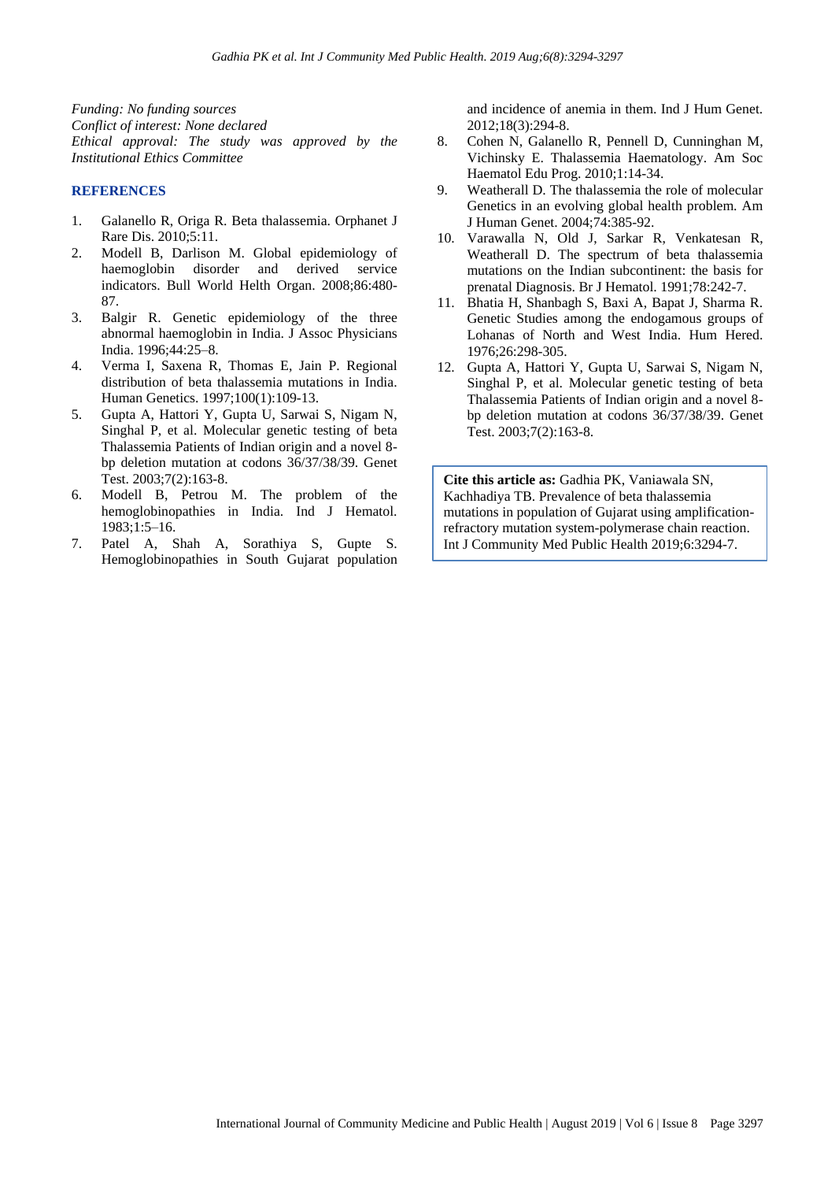*Funding: No funding sources*
*Conflict of interest: None declared*
*Ethical approval: The study was approved by the Institutional Ethics Committee*

## REFERENCES

1. Galanello R, Origa R. Beta thalassemia. Orphanet J Rare Dis. 2010;5:11.
2. Modell B, Darlison M. Global epidemiology of haemoglobin disorder and derived service indicators. Bull World Helth Organ. 2008;86:480-87.
3. Balgir R. Genetic epidemiology of the three abnormal haemoglobin in India. J Assoc Physicians India. 1996;44:25–8.
4. Verma I, Saxena R, Thomas E, Jain P. Regional distribution of beta thalassemia mutations in India. Human Genetics. 1997;100(1):109-13.
5. Gupta A, Hattori Y, Gupta U, Sarwai S, Nigam N, Singhal P, et al. Molecular genetic testing of beta Thalassemia Patients of Indian origin and a novel 8-bp deletion mutation at codons 36/37/38/39. Genet Test. 2003;7(2):163-8.
6. Modell B, Petrou M. The problem of the hemoglobinopathies in India. Ind J Hematol. 1983;1:5–16.
7. Patel A, Shah A, Sorathiya S, Gupte S. Hemoglobinopathies in South Gujarat population and incidence of anemia in them. Ind J Hum Genet. 2012;18(3):294-8.
8. Cohen N, Galanello R, Pennell D, Cunninghan M, Vichinsky E. Thalassemia Haematology. Am Soc Haematol Edu Prog. 2010;1:14-34.
9. Weatherall D. The thalassemia the role of molecular Genetics in an evolving global health problem. Am J Human Genet. 2004;74:385-92.
10. Varawalla N, Old J, Sarkar R, Venkatesan R, Weatherall D. The spectrum of beta thalassemia mutations on the Indian subcontinent: the basis for prenatal Diagnosis. Br J Hematol. 1991;78:242-7.
11. Bhatia H, Shanbagh S, Baxi A, Bapat J, Sharma R. Genetic Studies among the endogamous groups of Lohanas of North and West India. Hum Hered. 1976;26:298-305.
12. Gupta A, Hattori Y, Gupta U, Sarwai S, Nigam N, Singhal P, et al. Molecular genetic testing of beta Thalassemia Patients of Indian origin and a novel 8-bp deletion mutation at codons 36/37/38/39. Genet Test. 2003;7(2):163-8.

**Cite this article as:** Gadhia PK, Vaniawala SN, Kachhadiya TB. Prevalence of beta thalassemia mutations in population of Gujarat using amplification-refractory mutation system-polymerase chain reaction. Int J Community Med Public Health 2019;6:3294-7.